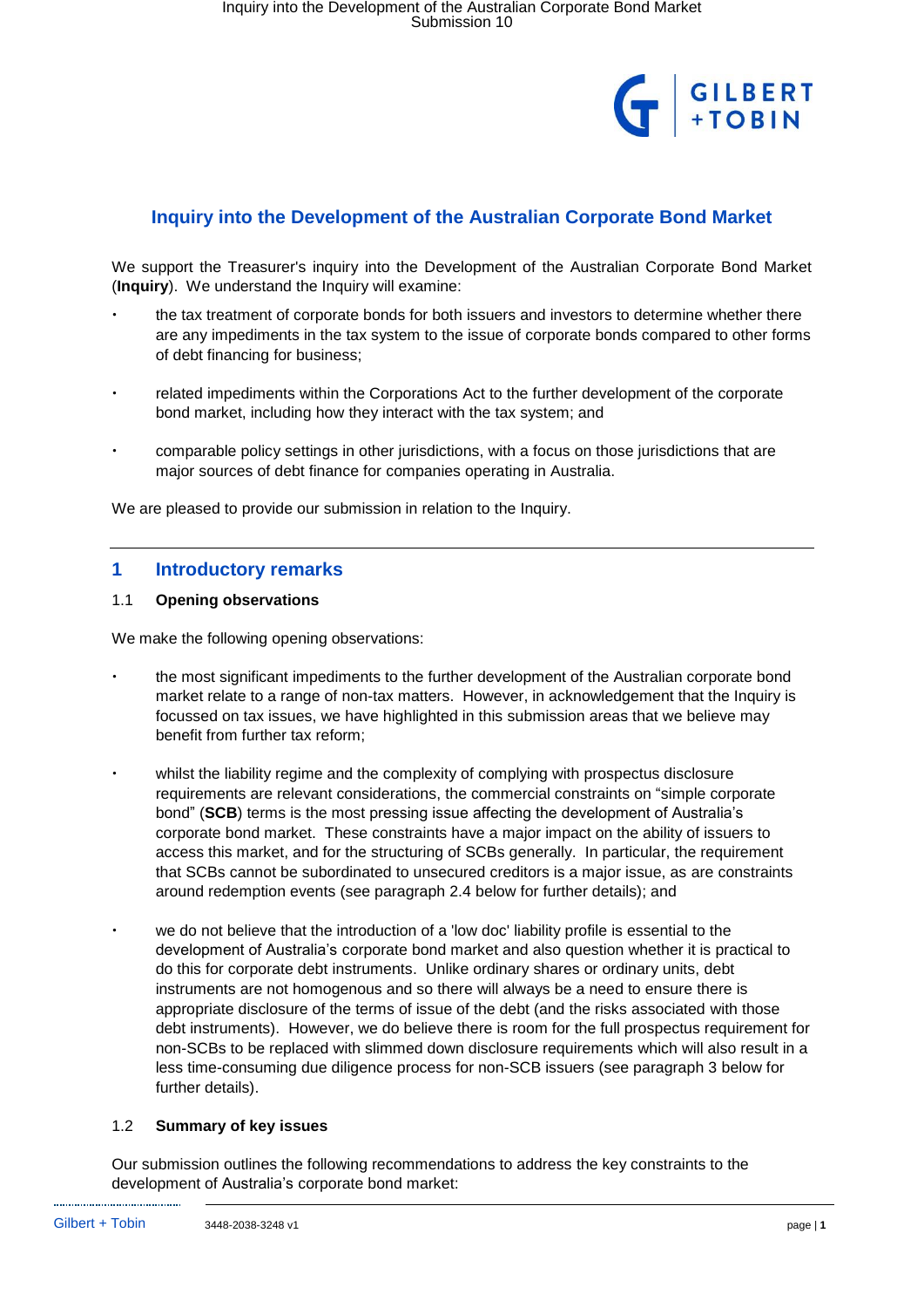# Inquiry into the Development of the Australian Corporate Bond Market

We support the Treasurer's inquiry into the Development of the Australian Corporate Bond Market (**Inquiry**). We understand the Inquiry will examine:

- the tax treatment of corporate bonds for both issuers and investors to determine whether there are any impediments in the tax system to the issue of corporate bonds compared to other forms of debt financing for business;
- related impediments within the Corporations Act to the further development of the corporate bond market, including how they interact with the tax system; and
- comparable policy settings in other jurisdictions, with a focus on those jurisdictions that are major sources of debt finance for companies operating in Australia.

We are pleased to provide our submission in relation to the Inquiry.

## 1 Introductory remarks

### 1.1 Opening observations

We make the following opening observations:

- the most significant impediments to the further development of the Australian corporate bond market relate to a range of non-tax matters. However, in acknowledgement that the Inquiry is focussed on tax issues, we have highlighted in this submission areas that we believe may benefit from further tax reform;
- whilst the liability regime and the complexity of complying with prospectus disclosure requirements are relevant considerations, the commercial constraints on "simple corporate bond" (**SCB**) terms is the most pressing issue affecting the development of Australia's corporate bond market. These constraints have a major impact on the ability of issuers to access this market, and for the structuring of SCBs generally. In particular, the requirement that SCBs cannot be subordinated to unsecured creditors is a major issue, as are constraints around redemption events (see paragraph 2.4 below for further details); and
- we do not believe that the introduction of a 'low doc' liability profile is essential to the development of Australia's corporate bond market and also question whether it is practical to do this for corporate debt instruments. Unlike ordinary shares or ordinary units, debt instruments are not homogenous and so there will always be a need to ensure there is appropriate disclosure of the terms of issue of the debt (and the risks associated with those debt instruments). However, we do believe there is room for the full prospectus requirement for non-SCBs to be replaced with slimmed down disclosure requirements which will also result in a less time-consuming due diligence process for non-SCB issuers (see paragraph 3 below for further details).

### 1.2 Summary of key issues

Our submission outlines the following recommendations to address the key constraints to the development of Australia's corporate bond market: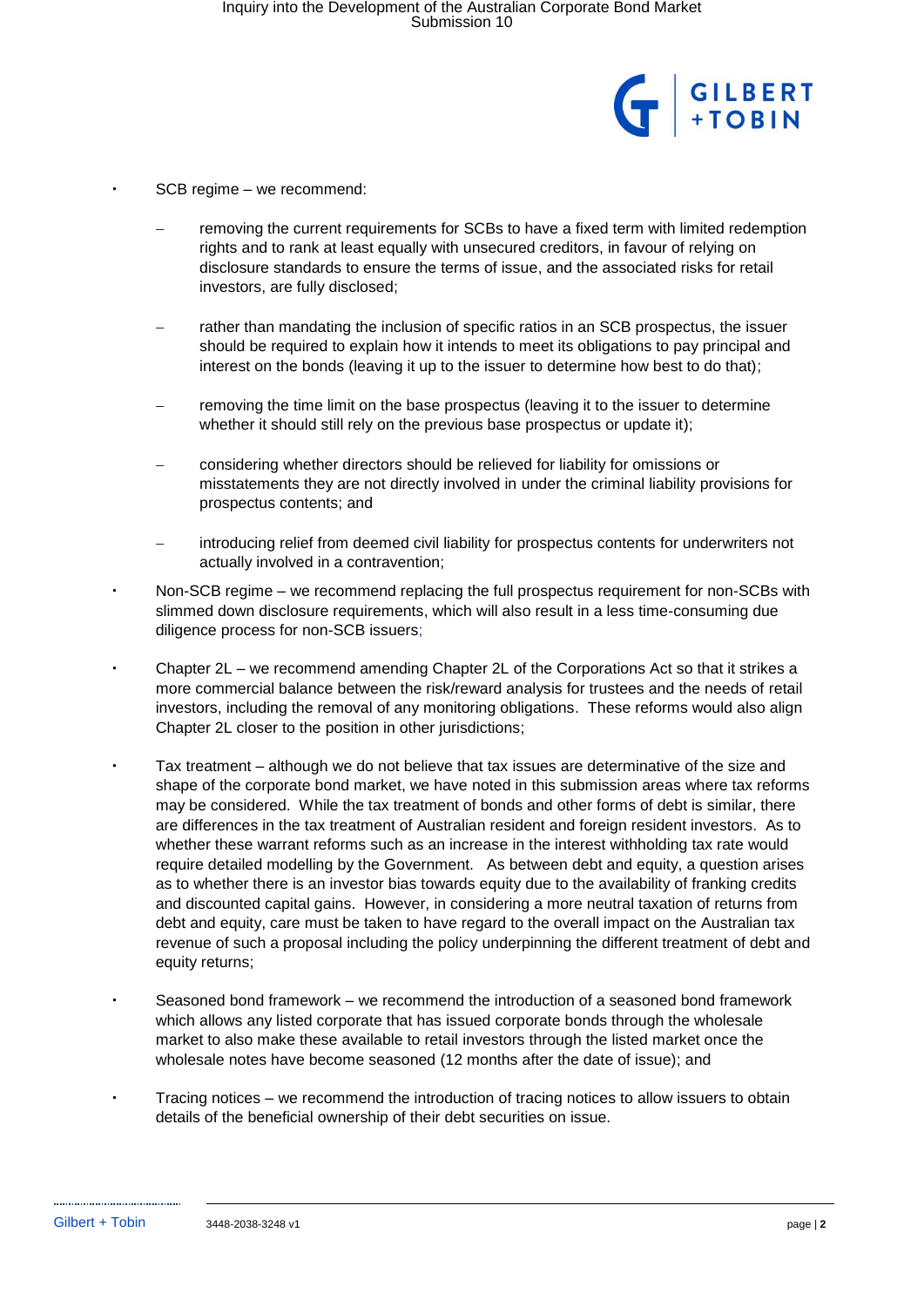- SCB regime – we recommend:
  - removing the current requirements for SCBs to have a fixed term with limited redemption rights and to rank at least equally with unsecured creditors, in favour of relying on disclosure standards to ensure the terms of issue, and the associated risks for retail investors, are fully disclosed;
  - rather than mandating the inclusion of specific ratios in an SCB prospectus, the issuer should be required to explain how it intends to meet its obligations to pay principal and interest on the bonds (leaving it up to the issuer to determine how best to do that);
  - removing the time limit on the base prospectus (leaving it to the issuer to determine whether it should still rely on the previous base prospectus or update it);
  - considering whether directors should be relieved for liability for omissions or misstatements they are not directly involved in under the criminal liability provisions for prospectus contents; and
  - introducing relief from deemed civil liability for prospectus contents for underwriters not actually involved in a contravention;
- Non-SCB regime – we recommend replacing the full prospectus requirement for non-SCBs with slimmed down disclosure requirements, which will also result in a less time-consuming due diligence process for non-SCB issuers;
- Chapter 2L – we recommend amending Chapter 2L of the Corporations Act so that it strikes a more commercial balance between the risk/reward analysis for trustees and the needs of retail investors, including the removal of any monitoring obligations. These reforms would also align Chapter 2L closer to the position in other jurisdictions;
- Tax treatment – although we do not believe that tax issues are determinative of the size and shape of the corporate bond market, we have noted in this submission areas where tax reforms may be considered. While the tax treatment of bonds and other forms of debt is similar, there are differences in the tax treatment of Australian resident and foreign resident investors. As to whether these warrant reforms such as an increase in the interest withholding tax rate would require detailed modelling by the Government. As between debt and equity, a question arises as to whether there is an investor bias towards equity due to the availability of franking credits and discounted capital gains. However, in considering a more neutral taxation of returns from debt and equity, care must be taken to have regard to the overall impact on the Australian tax revenue of such a proposal including the policy underpinning the different treatment of debt and equity returns;
- Seasoned bond framework – we recommend the introduction of a seasoned bond framework which allows any listed corporate that has issued corporate bonds through the wholesale market to also make these available to retail investors through the listed market once the wholesale notes have become seasoned (12 months after the date of issue); and
- Tracing notices – we recommend the introduction of tracing notices to allow issuers to obtain details of the beneficial ownership of their debt securities on issue.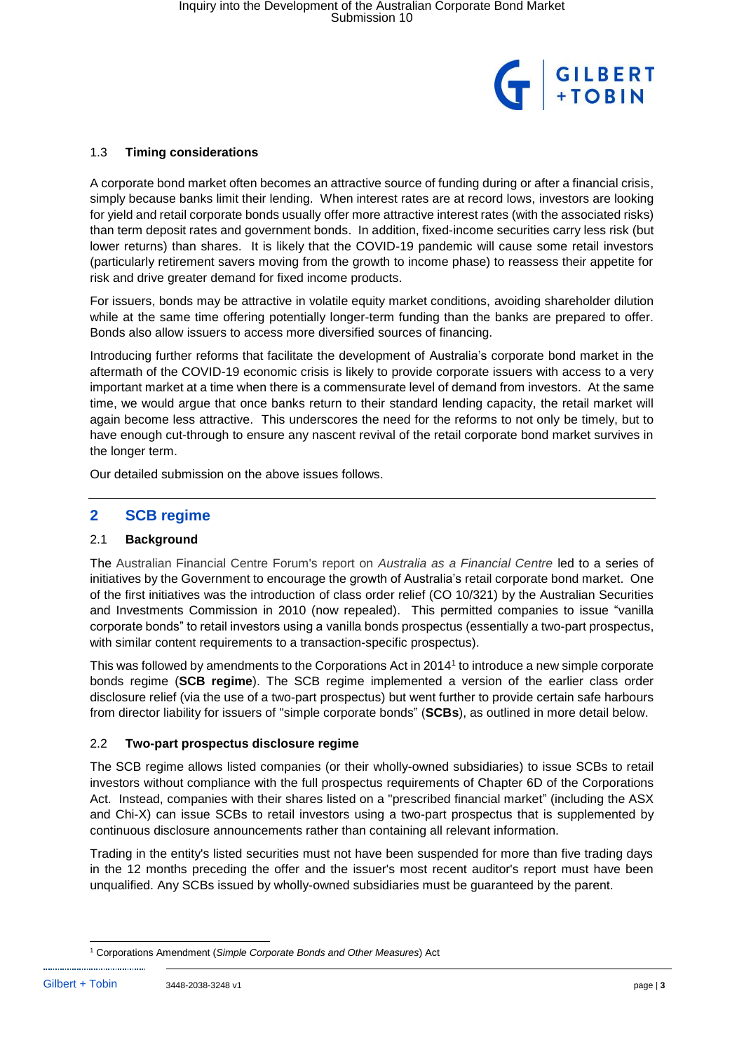### 1.3 Timing considerations

A corporate bond market often becomes an attractive source of funding during or after a financial crisis, simply because banks limit their lending. When interest rates are at record lows, investors are looking for yield and retail corporate bonds usually offer more attractive interest rates (with the associated risks) than term deposit rates and government bonds. In addition, fixed-income securities carry less risk (but lower returns) than shares. It is likely that the COVID-19 pandemic will cause some retail investors (particularly retirement savers moving from the growth to income phase) to reassess their appetite for risk and drive greater demand for fixed income products.

For issuers, bonds may be attractive in volatile equity market conditions, avoiding shareholder dilution while at the same time offering potentially longer-term funding than the banks are prepared to offer. Bonds also allow issuers to access more diversified sources of financing.

Introducing further reforms that facilitate the development of Australia's corporate bond market in the aftermath of the COVID-19 economic crisis is likely to provide corporate issuers with access to a very important market at a time when there is a commensurate level of demand from investors. At the same time, we would argue that once banks return to their standard lending capacity, the retail market will again become less attractive. This underscores the need for the reforms to not only be timely, but to have enough cut-through to ensure any nascent revival of the retail corporate bond market survives in the longer term.

Our detailed submission on the above issues follows.

## 2 SCB regime

### 2.1 Background

The Australian Financial Centre Forum's report on *Australia as a Financial Centre* led to a series of initiatives by the Government to encourage the growth of Australia's retail corporate bond market. One of the first initiatives was the introduction of class order relief (CO 10/321) by the Australian Securities and Investments Commission in 2010 (now repealed). This permitted companies to issue "vanilla corporate bonds" to retail investors using a vanilla bonds prospectus (essentially a two-part prospectus, with similar content requirements to a transaction-specific prospectus).

This was followed by amendments to the Corporations Act in 2014[1] to introduce a new simple corporate bonds regime (**SCB regime**). The SCB regime implemented a version of the earlier class order disclosure relief (via the use of a two-part prospectus) but went further to provide certain safe harbours from director liability for issuers of "simple corporate bonds" (**SCBs**), as outlined in more detail below.

### 2.2 Two-part prospectus disclosure regime

The SCB regime allows listed companies (or their wholly-owned subsidiaries) to issue SCBs to retail investors without compliance with the full prospectus requirements of Chapter 6D of the Corporations Act. Instead, companies with their shares listed on a "prescribed financial market" (including the ASX and Chi-X) can issue SCBs to retail investors using a two-part prospectus that is supplemented by continuous disclosure announcements rather than containing all relevant information.

Trading in the entity's listed securities must not have been suspended for more than five trading days in the 12 months preceding the offer and the issuer's most recent auditor's report must have been unqualified. Any SCBs issued by wholly-owned subsidiaries must be guaranteed by the parent.

[1] Corporations Amendment (*Simple Corporate Bonds and Other Measures*) Act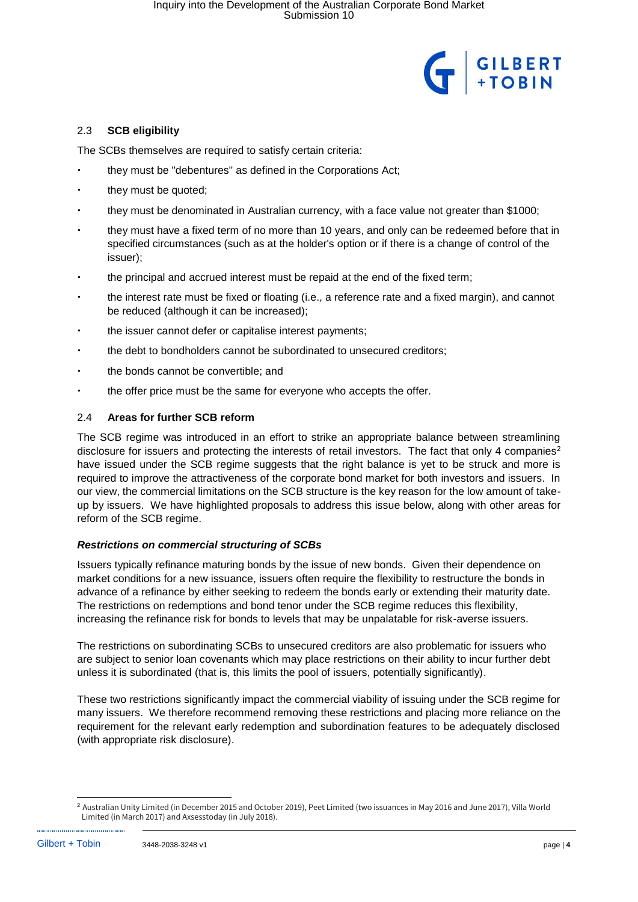### 2.3 SCB eligibility

The SCBs themselves are required to satisfy certain criteria:

- they must be "debentures" as defined in the Corporations Act;
- they must be quoted;
- they must be denominated in Australian currency, with a face value not greater than $1000;
- they must have a fixed term of no more than 10 years, and only can be redeemed before that in specified circumstances (such as at the holder's option or if there is a change of control of the issuer);
- the principal and accrued interest must be repaid at the end of the fixed term;
- the interest rate must be fixed or floating (i.e., a reference rate and a fixed margin), and cannot be reduced (although it can be increased);
- the issuer cannot defer or capitalise interest payments;
- the debt to bondholders cannot be subordinated to unsecured creditors;
- the bonds cannot be convertible; and
- the offer price must be the same for everyone who accepts the offer.

### 2.4 Areas for further SCB reform

The SCB regime was introduced in an effort to strike an appropriate balance between streamlining disclosure for issuers and protecting the interests of retail investors. The fact that only 4 companies[2] have issued under the SCB regime suggests that the right balance is yet to be struck and more is required to improve the attractiveness of the corporate bond market for both investors and issuers. In our view, the commercial limitations on the SCB structure is the key reason for the low amount of take-up by issuers. We have highlighted proposals to address this issue below, along with other areas for reform of the SCB regime.

***Restrictions on commercial structuring of SCBs***

Issuers typically refinance maturing bonds by the issue of new bonds. Given their dependence on market conditions for a new issuance, issuers often require the flexibility to restructure the bonds in advance of a refinance by either seeking to redeem the bonds early or extending their maturity date. The restrictions on redemptions and bond tenor under the SCB regime reduces this flexibility, increasing the refinance risk for bonds to levels that may be unpalatable for risk-averse issuers.

The restrictions on subordinating SCBs to unsecured creditors are also problematic for issuers who are subject to senior loan covenants which may place restrictions on their ability to incur further debt unless it is subordinated (that is, this limits the pool of issuers, potentially significantly).

These two restrictions significantly impact the commercial viability of issuing under the SCB regime for many issuers. We therefore recommend removing these restrictions and placing more reliance on the requirement for the relevant early redemption and subordination features to be adequately disclosed (with appropriate risk disclosure).

---

[2] Australian Unity Limited (in December 2015 and October 2019), Peet Limited (two issuances in May 2016 and June 2017), Villa World Limited (in March 2017) and Axsesstoday (in July 2018).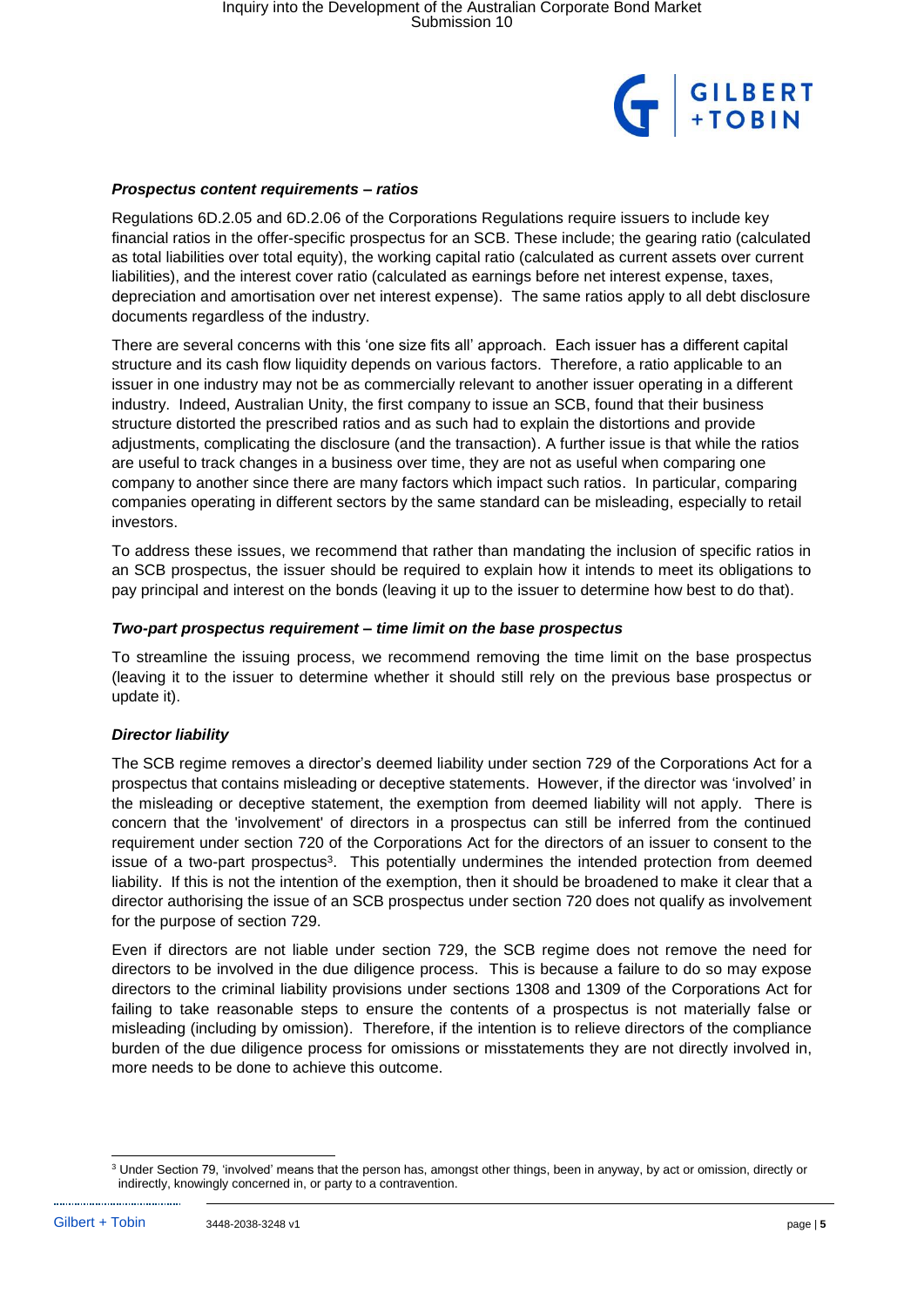***Prospectus content requirements – ratios***

Regulations 6D.2.05 and 6D.2.06 of the Corporations Regulations require issuers to include key financial ratios in the offer-specific prospectus for an SCB. These include; the gearing ratio (calculated as total liabilities over total equity), the working capital ratio (calculated as current assets over current liabilities), and the interest cover ratio (calculated as earnings before net interest expense, taxes, depreciation and amortisation over net interest expense). The same ratios apply to all debt disclosure documents regardless of the industry.

There are several concerns with this 'one size fits all' approach. Each issuer has a different capital structure and its cash flow liquidity depends on various factors. Therefore, a ratio applicable to an issuer in one industry may not be as commercially relevant to another issuer operating in a different industry. Indeed, Australian Unity, the first company to issue an SCB, found that their business structure distorted the prescribed ratios and as such had to explain the distortions and provide adjustments, complicating the disclosure (and the transaction). A further issue is that while the ratios are useful to track changes in a business over time, they are not as useful when comparing one company to another since there are many factors which impact such ratios. In particular, comparing companies operating in different sectors by the same standard can be misleading, especially to retail investors.

To address these issues, we recommend that rather than mandating the inclusion of specific ratios in an SCB prospectus, the issuer should be required to explain how it intends to meet its obligations to pay principal and interest on the bonds (leaving it up to the issuer to determine how best to do that).

***Two-part prospectus requirement – time limit on the base prospectus***

To streamline the issuing process, we recommend removing the time limit on the base prospectus (leaving it to the issuer to determine whether it should still rely on the previous base prospectus or update it).

***Director liability***

The SCB regime removes a director's deemed liability under section 729 of the Corporations Act for a prospectus that contains misleading or deceptive statements. However, if the director was 'involved' in the misleading or deceptive statement, the exemption from deemed liability will not apply. There is concern that the 'involvement' of directors in a prospectus can still be inferred from the continued requirement under section 720 of the Corporations Act for the directors of an issuer to consent to the issue of a two-part prospectus[3]. This potentially undermines the intended protection from deemed liability. If this is not the intention of the exemption, then it should be broadened to make it clear that a director authorising the issue of an SCB prospectus under section 720 does not qualify as involvement for the purpose of section 729.

Even if directors are not liable under section 729, the SCB regime does not remove the need for directors to be involved in the due diligence process. This is because a failure to do so may expose directors to the criminal liability provisions under sections 1308 and 1309 of the Corporations Act for failing to take reasonable steps to ensure the contents of a prospectus is not materially false or misleading (including by omission). Therefore, if the intention is to relieve directors of the compliance burden of the due diligence process for omissions or misstatements they are not directly involved in, more needs to be done to achieve this outcome.

[3] Under Section 79, 'involved' means that the person has, amongst other things, been in anyway, by act or omission, directly or indirectly, knowingly concerned in, or party to a contravention.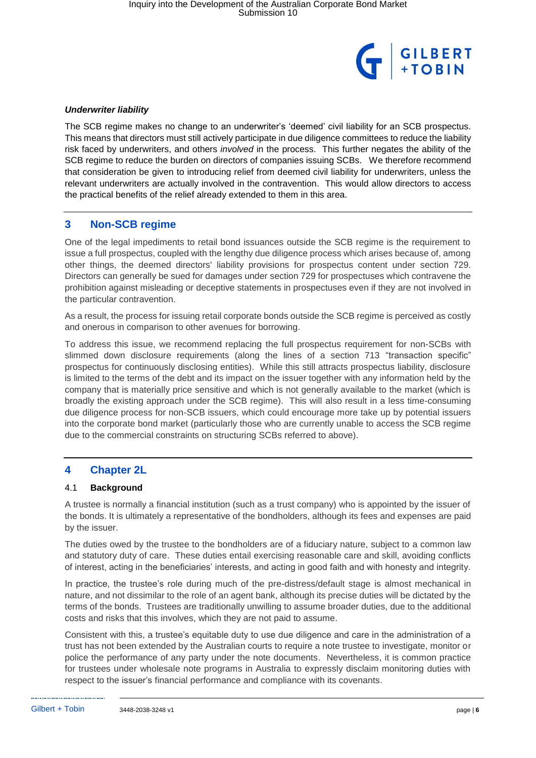***Underwriter liability***

The SCB regime makes no change to an underwriter's 'deemed' civil liability for an SCB prospectus. This means that directors must still actively participate in due diligence committees to reduce the liability risk faced by underwriters, and others *involved* in the process. This further negates the ability of the SCB regime to reduce the burden on directors of companies issuing SCBs. We therefore recommend that consideration be given to introducing relief from deemed civil liability for underwriters, unless the relevant underwriters are actually involved in the contravention. This would allow directors to access the practical benefits of the relief already extended to them in this area.

## 3 Non-SCB regime

One of the legal impediments to retail bond issuances outside the SCB regime is the requirement to issue a full prospectus, coupled with the lengthy due diligence process which arises because of, among other things, the deemed directors' liability provisions for prospectus content under section 729. Directors can generally be sued for damages under section 729 for prospectuses which contravene the prohibition against misleading or deceptive statements in prospectuses even if they are not involved in the particular contravention.

As a result, the process for issuing retail corporate bonds outside the SCB regime is perceived as costly and onerous in comparison to other avenues for borrowing.

To address this issue, we recommend replacing the full prospectus requirement for non-SCBs with slimmed down disclosure requirements (along the lines of a section 713 "transaction specific" prospectus for continuously disclosing entities). While this still attracts prospectus liability, disclosure is limited to the terms of the debt and its impact on the issuer together with any information held by the company that is materially price sensitive and which is not generally available to the market (which is broadly the existing approach under the SCB regime). This will also result in a less time-consuming due diligence process for non-SCB issuers, which could encourage more take up by potential issuers into the corporate bond market (particularly those who are currently unable to access the SCB regime due to the commercial constraints on structuring SCBs referred to above).

## 4 Chapter 2L

### 4.1 Background

A trustee is normally a financial institution (such as a trust company) who is appointed by the issuer of the bonds. It is ultimately a representative of the bondholders, although its fees and expenses are paid by the issuer.

The duties owed by the trustee to the bondholders are of a fiduciary nature, subject to a common law and statutory duty of care. These duties entail exercising reasonable care and skill, avoiding conflicts of interest, acting in the beneficiaries' interests, and acting in good faith and with honesty and integrity.

In practice, the trustee's role during much of the pre-distress/default stage is almost mechanical in nature, and not dissimilar to the role of an agent bank, although its precise duties will be dictated by the terms of the bonds. Trustees are traditionally unwilling to assume broader duties, due to the additional costs and risks that this involves, which they are not paid to assume.

Consistent with this, a trustee's equitable duty to use due diligence and care in the administration of a trust has not been extended by the Australian courts to require a note trustee to investigate, monitor or police the performance of any party under the note documents. Nevertheless, it is common practice for trustees under wholesale note programs in Australia to expressly disclaim monitoring duties with respect to the issuer's financial performance and compliance with its covenants.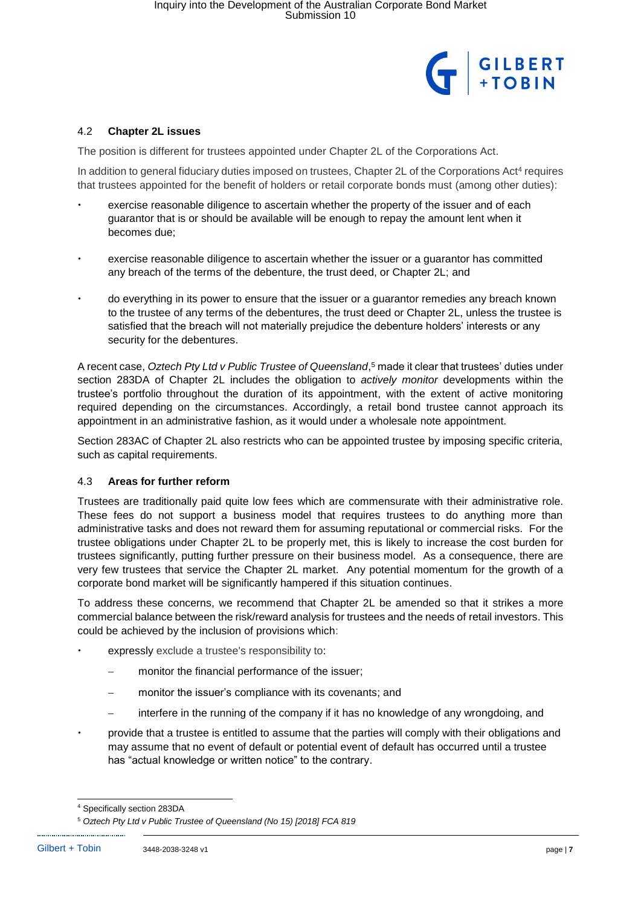### 4.2 Chapter 2L issues

The position is different for trustees appointed under Chapter 2L of the Corporations Act.

In addition to general fiduciary duties imposed on trustees, Chapter 2L of the Corporations Act[4] requires that trustees appointed for the benefit of holders or retail corporate bonds must (among other duties):

- exercise reasonable diligence to ascertain whether the property of the issuer and of each guarantor that is or should be available will be enough to repay the amount lent when it becomes due;
- exercise reasonable diligence to ascertain whether the issuer or a guarantor has committed any breach of the terms of the debenture, the trust deed, or Chapter 2L; and
- do everything in its power to ensure that the issuer or a guarantor remedies any breach known to the trustee of any terms of the debentures, the trust deed or Chapter 2L, unless the trustee is satisfied that the breach will not materially prejudice the debenture holders' interests or any security for the debentures.

A recent case, *Oztech Pty Ltd v Public Trustee of Queensland*,[5] made it clear that trustees' duties under section 283DA of Chapter 2L includes the obligation to *actively monitor* developments within the trustee's portfolio throughout the duration of its appointment, with the extent of active monitoring required depending on the circumstances. Accordingly, a retail bond trustee cannot approach its appointment in an administrative fashion, as it would under a wholesale note appointment.

Section 283AC of Chapter 2L also restricts who can be appointed trustee by imposing specific criteria, such as capital requirements.

### 4.3 Areas for further reform

Trustees are traditionally paid quite low fees which are commensurate with their administrative role. These fees do not support a business model that requires trustees to do anything more than administrative tasks and does not reward them for assuming reputational or commercial risks. For the trustee obligations under Chapter 2L to be properly met, this is likely to increase the cost burden for trustees significantly, putting further pressure on their business model. As a consequence, there are very few trustees that service the Chapter 2L market. Any potential momentum for the growth of a corporate bond market will be significantly hampered if this situation continues.

To address these concerns, we recommend that Chapter 2L be amended so that it strikes a more commercial balance between the risk/reward analysis for trustees and the needs of retail investors. This could be achieved by the inclusion of provisions which:

- expressly exclude a trustee's responsibility to:
  - monitor the financial performance of the issuer;
  - monitor the issuer's compliance with its covenants; and
  - interfere in the running of the company if it has no knowledge of any wrongdoing, and
- provide that a trustee is entitled to assume that the parties will comply with their obligations and may assume that no event of default or potential event of default has occurred until a trustee has "actual knowledge or written notice" to the contrary.

---

[4] Specifically section 283DA

[5] *Oztech Pty Ltd v Public Trustee of Queensland (No 15) [2018] FCA 819*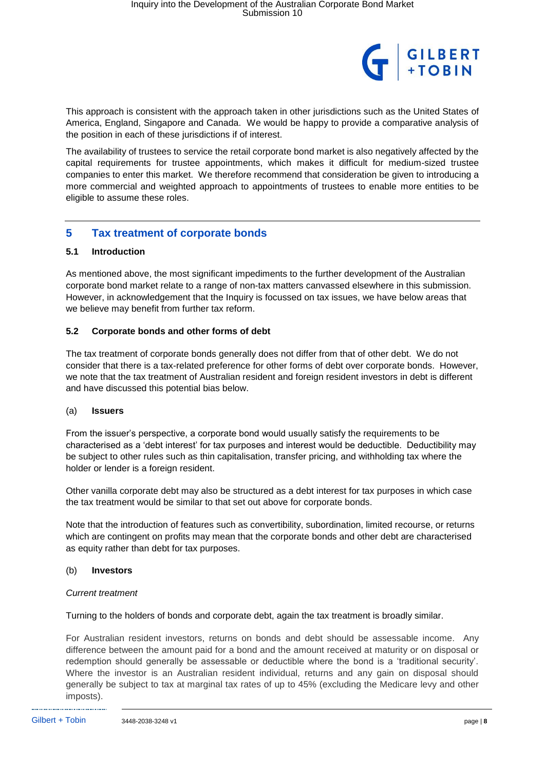This approach is consistent with the approach taken in other jurisdictions such as the United States of America, England, Singapore and Canada. We would be happy to provide a comparative analysis of the position in each of these jurisdictions if of interest.

The availability of trustees to service the retail corporate bond market is also negatively affected by the capital requirements for trustee appointments, which makes it difficult for medium-sized trustee companies to enter this market. We therefore recommend that consideration be given to introducing a more commercial and weighted approach to appointments of trustees to enable more entities to be eligible to assume these roles.

## 5 Tax treatment of corporate bonds

### 5.1 Introduction

As mentioned above, the most significant impediments to the further development of the Australian corporate bond market relate to a range of non-tax matters canvassed elsewhere in this submission. However, in acknowledgement that the Inquiry is focussed on tax issues, we have below areas that we believe may benefit from further tax reform.

### 5.2 Corporate bonds and other forms of debt

The tax treatment of corporate bonds generally does not differ from that of other debt. We do not consider that there is a tax-related preference for other forms of debt over corporate bonds. However, we note that the tax treatment of Australian resident and foreign resident investors in debt is different and have discussed this potential bias below.

(a) **Issuers**

From the issuer's perspective, a corporate bond would usually satisfy the requirements to be characterised as a 'debt interest' for tax purposes and interest would be deductible. Deductibility may be subject to other rules such as thin capitalisation, transfer pricing, and withholding tax where the holder or lender is a foreign resident.

Other vanilla corporate debt may also be structured as a debt interest for tax purposes in which case the tax treatment would be similar to that set out above for corporate bonds.

Note that the introduction of features such as convertibility, subordination, limited recourse, or returns which are contingent on profits may mean that the corporate bonds and other debt are characterised as equity rather than debt for tax purposes.

(b) **Investors**

*Current treatment*

Turning to the holders of bonds and corporate debt, again the tax treatment is broadly similar.

For Australian resident investors, returns on bonds and debt should be assessable income. Any difference between the amount paid for a bond and the amount received at maturity or on disposal or redemption should generally be assessable or deductible where the bond is a 'traditional security'. Where the investor is an Australian resident individual, returns and any gain on disposal should generally be subject to tax at marginal tax rates of up to 45% (excluding the Medicare levy and other imposts).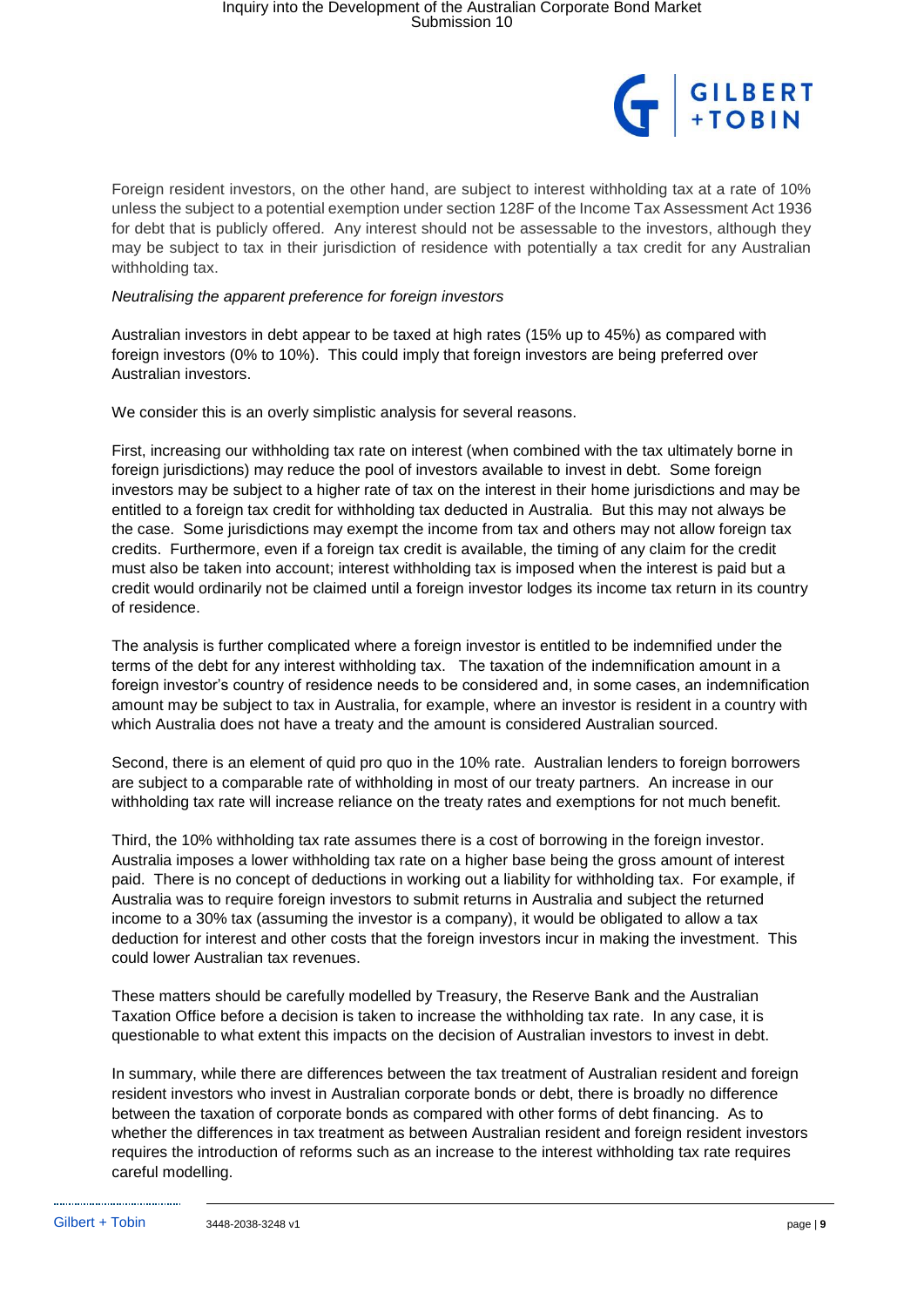Foreign resident investors, on the other hand, are subject to interest withholding tax at a rate of 10% unless the subject to a potential exemption under section 128F of the Income Tax Assessment Act 1936 for debt that is publicly offered. Any interest should not be assessable to the investors, although they may be subject to tax in their jurisdiction of residence with potentially a tax credit for any Australian withholding tax.

*Neutralising the apparent preference for foreign investors*

Australian investors in debt appear to be taxed at high rates (15% up to 45%) as compared with foreign investors (0% to 10%). This could imply that foreign investors are being preferred over Australian investors.

We consider this is an overly simplistic analysis for several reasons.

First, increasing our withholding tax rate on interest (when combined with the tax ultimately borne in foreign jurisdictions) may reduce the pool of investors available to invest in debt. Some foreign investors may be subject to a higher rate of tax on the interest in their home jurisdictions and may be entitled to a foreign tax credit for withholding tax deducted in Australia. But this may not always be the case. Some jurisdictions may exempt the income from tax and others may not allow foreign tax credits. Furthermore, even if a foreign tax credit is available, the timing of any claim for the credit must also be taken into account; interest withholding tax is imposed when the interest is paid but a credit would ordinarily not be claimed until a foreign investor lodges its income tax return in its country of residence.

The analysis is further complicated where a foreign investor is entitled to be indemnified under the terms of the debt for any interest withholding tax. The taxation of the indemnification amount in a foreign investor's country of residence needs to be considered and, in some cases, an indemnification amount may be subject to tax in Australia, for example, where an investor is resident in a country with which Australia does not have a treaty and the amount is considered Australian sourced.

Second, there is an element of quid pro quo in the 10% rate. Australian lenders to foreign borrowers are subject to a comparable rate of withholding in most of our treaty partners. An increase in our withholding tax rate will increase reliance on the treaty rates and exemptions for not much benefit.

Third, the 10% withholding tax rate assumes there is a cost of borrowing in the foreign investor. Australia imposes a lower withholding tax rate on a higher base being the gross amount of interest paid. There is no concept of deductions in working out a liability for withholding tax. For example, if Australia was to require foreign investors to submit returns in Australia and subject the returned income to a 30% tax (assuming the investor is a company), it would be obligated to allow a tax deduction for interest and other costs that the foreign investors incur in making the investment. This could lower Australian tax revenues.

These matters should be carefully modelled by Treasury, the Reserve Bank and the Australian Taxation Office before a decision is taken to increase the withholding tax rate. In any case, it is questionable to what extent this impacts on the decision of Australian investors to invest in debt.

In summary, while there are differences between the tax treatment of Australian resident and foreign resident investors who invest in Australian corporate bonds or debt, there is broadly no difference between the taxation of corporate bonds as compared with other forms of debt financing. As to whether the differences in tax treatment as between Australian resident and foreign resident investors requires the introduction of reforms such as an increase to the interest withholding tax rate requires careful modelling.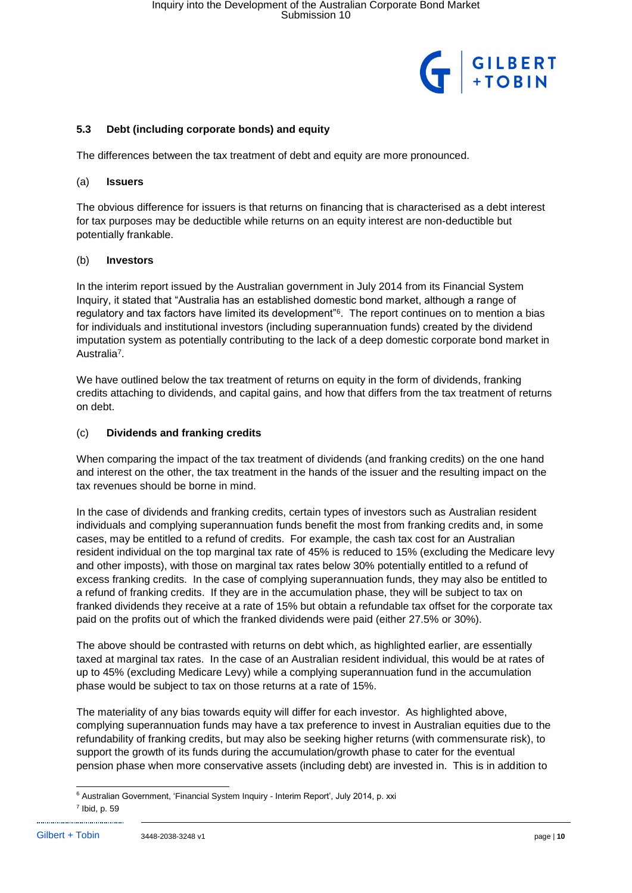### 5.3 Debt (including corporate bonds) and equity

The differences between the tax treatment of debt and equity are more pronounced.

#### (a) Issuers

The obvious difference for issuers is that returns on financing that is characterised as a debt interest for tax purposes may be deductible while returns on an equity interest are non-deductible but potentially frankable.

#### (b) Investors

In the interim report issued by the Australian government in July 2014 from its Financial System Inquiry, it stated that "Australia has an established domestic bond market, although a range of regulatory and tax factors have limited its development"[6]. The report continues on to mention a bias for individuals and institutional investors (including superannuation funds) created by the dividend imputation system as potentially contributing to the lack of a deep domestic corporate bond market in Australia[7].

We have outlined below the tax treatment of returns on equity in the form of dividends, franking credits attaching to dividends, and capital gains, and how that differs from the tax treatment of returns on debt.

#### (c) Dividends and franking credits

When comparing the impact of the tax treatment of dividends (and franking credits) on the one hand and interest on the other, the tax treatment in the hands of the issuer and the resulting impact on the tax revenues should be borne in mind.

In the case of dividends and franking credits, certain types of investors such as Australian resident individuals and complying superannuation funds benefit the most from franking credits and, in some cases, may be entitled to a refund of credits. For example, the cash tax cost for an Australian resident individual on the top marginal tax rate of 45% is reduced to 15% (excluding the Medicare levy and other imposts), with those on marginal tax rates below 30% potentially entitled to a refund of excess franking credits. In the case of complying superannuation funds, they may also be entitled to a refund of franking credits. If they are in the accumulation phase, they will be subject to tax on franked dividends they receive at a rate of 15% but obtain a refundable tax offset for the corporate tax paid on the profits out of which the franked dividends were paid (either 27.5% or 30%).

The above should be contrasted with returns on debt which, as highlighted earlier, are essentially taxed at marginal tax rates. In the case of an Australian resident individual, this would be at rates of up to 45% (excluding Medicare Levy) while a complying superannuation fund in the accumulation phase would be subject to tax on those returns at a rate of 15%.

The materiality of any bias towards equity will differ for each investor. As highlighted above, complying superannuation funds may have a tax preference to invest in Australian equities due to the refundability of franking credits, but may also be seeking higher returns (with commensurate risk), to support the growth of its funds during the accumulation/growth phase to cater for the eventual pension phase when more conservative assets (including debt) are invested in. This is in addition to

---

[6] Australian Government, 'Financial System Inquiry - Interim Report', July 2014, p. xxi

[7] Ibid, p. 59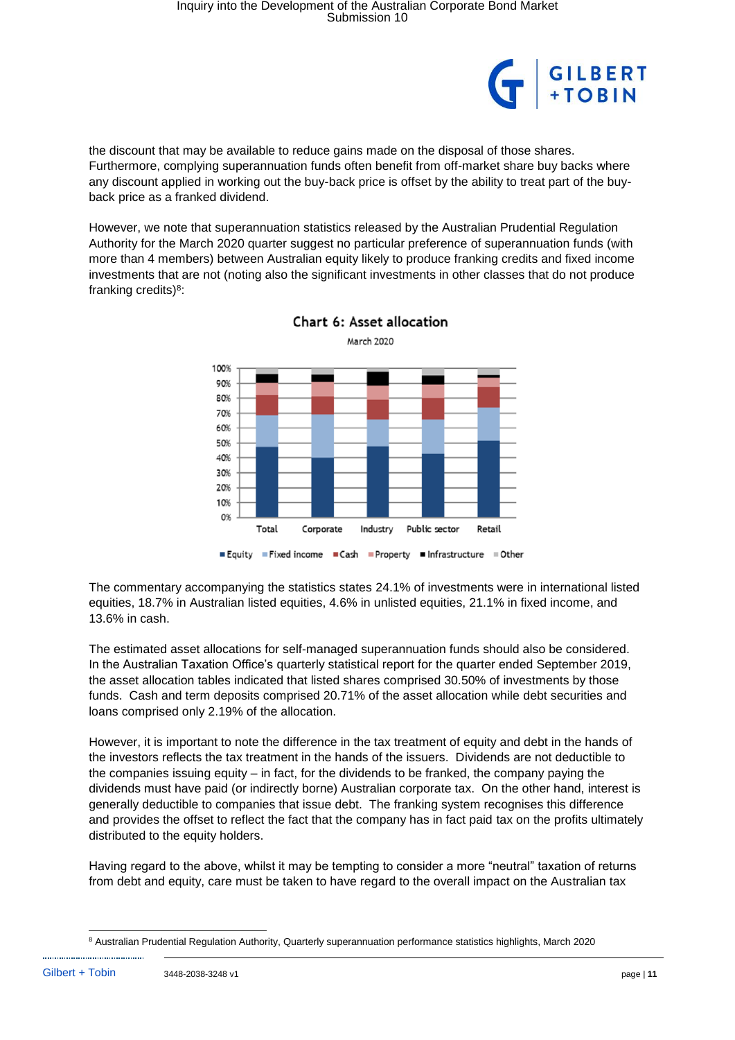the discount that may be available to reduce gains made on the disposal of those shares. Furthermore, complying superannuation funds often benefit from off-market share buy backs where any discount applied in working out the buy-back price is offset by the ability to treat part of the buy-back price as a franked dividend.

However, we note that superannuation statistics released by the Australian Prudential Regulation Authority for the March 2020 quarter suggest no particular preference of superannuation funds (with more than 4 members) between Australian equity likely to produce franking credits and fixed income investments that are not (noting also the significant investments in other classes that do not produce franking credits)[8]:

**Chart 6: Asset allocation**

March 2020

The commentary accompanying the statistics states 24.1% of investments were in international listed equities, 18.7% in Australian listed equities, 4.6% in unlisted equities, 21.1% in fixed income, and 13.6% in cash.

The estimated asset allocations for self-managed superannuation funds should also be considered. In the Australian Taxation Office's quarterly statistical report for the quarter ended September 2019, the asset allocation tables indicated that listed shares comprised 30.50% of investments by those funds. Cash and term deposits comprised 20.71% of the asset allocation while debt securities and loans comprised only 2.19% of the allocation.

However, it is important to note the difference in the tax treatment of equity and debt in the hands of the investors reflects the tax treatment in the hands of the issuers. Dividends are not deductible to the companies issuing equity – in fact, for the dividends to be franked, the company paying the dividends must have paid (or indirectly borne) Australian corporate tax. On the other hand, interest is generally deductible to companies that issue debt. The franking system recognises this difference and provides the offset to reflect the fact that the company has in fact paid tax on the profits ultimately distributed to the equity holders.

Having regard to the above, whilst it may be tempting to consider a more "neutral" taxation of returns from debt and equity, care must be taken to have regard to the overall impact on the Australian tax

---

[8] Australian Prudential Regulation Authority, Quarterly superannuation performance statistics highlights, March 2020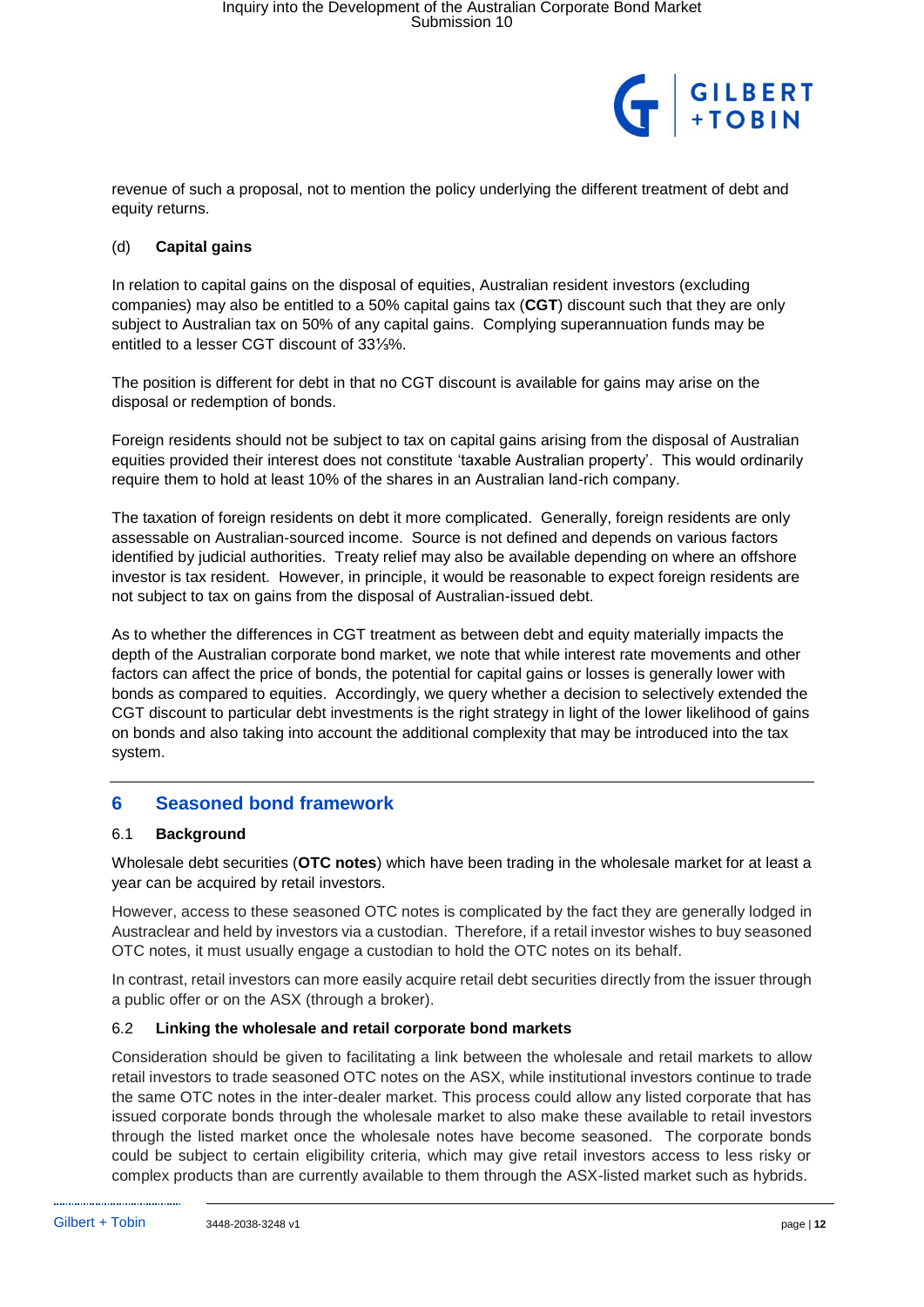revenue of such a proposal, not to mention the policy underlying the different treatment of debt and equity returns.

(d) **Capital gains**

In relation to capital gains on the disposal of equities, Australian resident investors (excluding companies) may also be entitled to a 50% capital gains tax (**CGT**) discount such that they are only subject to Australian tax on 50% of any capital gains. Complying superannuation funds may be entitled to a lesser CGT discount of 33⅓%.

The position is different for debt in that no CGT discount is available for gains may arise on the disposal or redemption of bonds.

Foreign residents should not be subject to tax on capital gains arising from the disposal of Australian equities provided their interest does not constitute 'taxable Australian property'. This would ordinarily require them to hold at least 10% of the shares in an Australian land-rich company.

The taxation of foreign residents on debt it more complicated. Generally, foreign residents are only assessable on Australian-sourced income. Source is not defined and depends on various factors identified by judicial authorities. Treaty relief may also be available depending on where an offshore investor is tax resident. However, in principle, it would be reasonable to expect foreign residents are not subject to tax on gains from the disposal of Australian-issued debt.

As to whether the differences in CGT treatment as between debt and equity materially impacts the depth of the Australian corporate bond market, we note that while interest rate movements and other factors can affect the price of bonds, the potential for capital gains or losses is generally lower with bonds as compared to equities. Accordingly, we query whether a decision to selectively extended the CGT discount to particular debt investments is the right strategy in light of the lower likelihood of gains on bonds and also taking into account the additional complexity that may be introduced into the tax system.

## 6 Seasoned bond framework

### 6.1 Background

Wholesale debt securities (**OTC notes**) which have been trading in the wholesale market for at least a year can be acquired by retail investors.

However, access to these seasoned OTC notes is complicated by the fact they are generally lodged in Austraclear and held by investors via a custodian. Therefore, if a retail investor wishes to buy seasoned OTC notes, it must usually engage a custodian to hold the OTC notes on its behalf.

In contrast, retail investors can more easily acquire retail debt securities directly from the issuer through a public offer or on the ASX (through a broker).

### 6.2 Linking the wholesale and retail corporate bond markets

Consideration should be given to facilitating a link between the wholesale and retail markets to allow retail investors to trade seasoned OTC notes on the ASX, while institutional investors continue to trade the same OTC notes in the inter-dealer market. This process could allow any listed corporate that has issued corporate bonds through the wholesale market to also make these available to retail investors through the listed market once the wholesale notes have become seasoned. The corporate bonds could be subject to certain eligibility criteria, which may give retail investors access to less risky or complex products than are currently available to them through the ASX-listed market such as hybrids.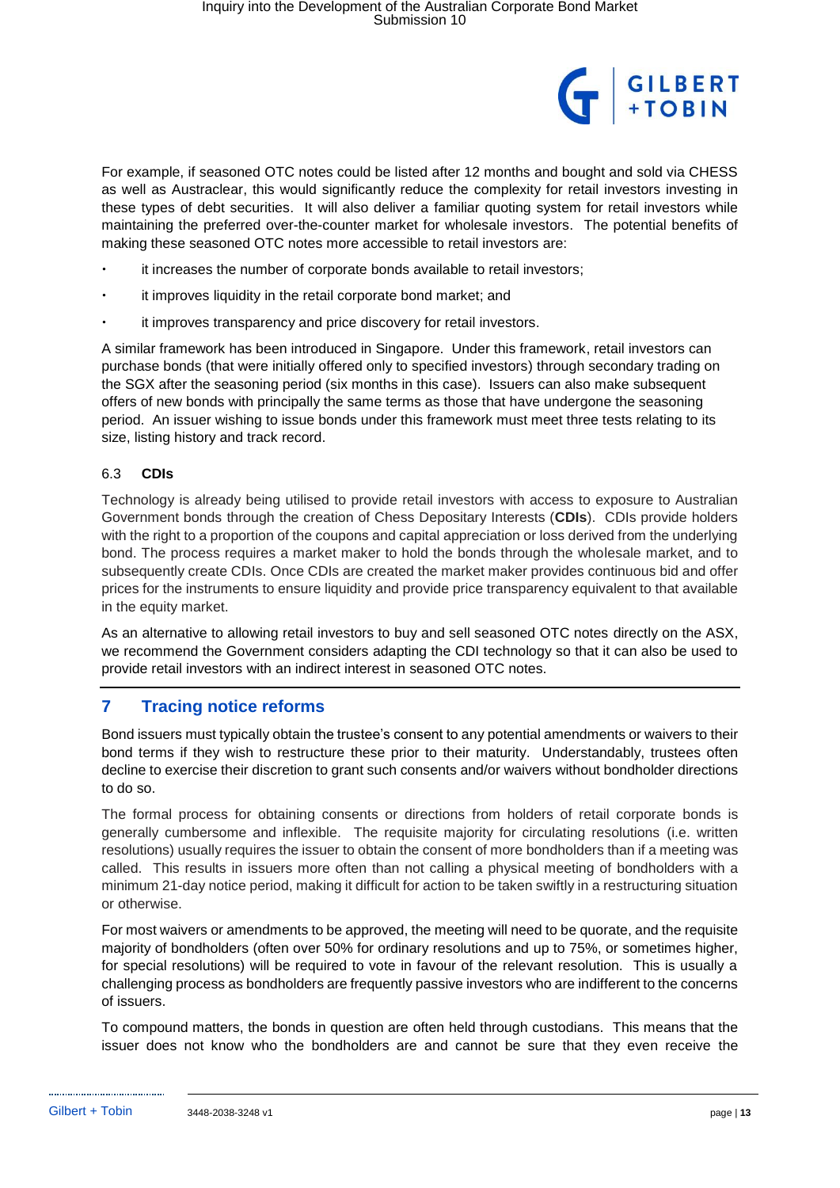For example, if seasoned OTC notes could be listed after 12 months and bought and sold via CHESS as well as Austraclear, this would significantly reduce the complexity for retail investors investing in these types of debt securities. It will also deliver a familiar quoting system for retail investors while maintaining the preferred over-the-counter market for wholesale investors. The potential benefits of making these seasoned OTC notes more accessible to retail investors are:

- it increases the number of corporate bonds available to retail investors;
- it improves liquidity in the retail corporate bond market; and
- it improves transparency and price discovery for retail investors.

A similar framework has been introduced in Singapore. Under this framework, retail investors can purchase bonds (that were initially offered only to specified investors) through secondary trading on the SGX after the seasoning period (six months in this case). Issuers can also make subsequent offers of new bonds with principally the same terms as those that have undergone the seasoning period. An issuer wishing to issue bonds under this framework must meet three tests relating to its size, listing history and track record.

### 6.3 CDIs

Technology is already being utilised to provide retail investors with access to exposure to Australian Government bonds through the creation of Chess Depositary Interests (**CDIs**). CDIs provide holders with the right to a proportion of the coupons and capital appreciation or loss derived from the underlying bond. The process requires a market maker to hold the bonds through the wholesale market, and to subsequently create CDIs. Once CDIs are created the market maker provides continuous bid and offer prices for the instruments to ensure liquidity and provide price transparency equivalent to that available in the equity market.

As an alternative to allowing retail investors to buy and sell seasoned OTC notes directly on the ASX, we recommend the Government considers adapting the CDI technology so that it can also be used to provide retail investors with an indirect interest in seasoned OTC notes.

## 7 Tracing notice reforms

Bond issuers must typically obtain the trustee's consent to any potential amendments or waivers to their bond terms if they wish to restructure these prior to their maturity. Understandably, trustees often decline to exercise their discretion to grant such consents and/or waivers without bondholder directions to do so.

The formal process for obtaining consents or directions from holders of retail corporate bonds is generally cumbersome and inflexible. The requisite majority for circulating resolutions (i.e. written resolutions) usually requires the issuer to obtain the consent of more bondholders than if a meeting was called. This results in issuers more often than not calling a physical meeting of bondholders with a minimum 21-day notice period, making it difficult for action to be taken swiftly in a restructuring situation or otherwise.

For most waivers or amendments to be approved, the meeting will need to be quorate, and the requisite majority of bondholders (often over 50% for ordinary resolutions and up to 75%, or sometimes higher, for special resolutions) will be required to vote in favour of the relevant resolution. This is usually a challenging process as bondholders are frequently passive investors who are indifferent to the concerns of issuers.

To compound matters, the bonds in question are often held through custodians. This means that the issuer does not know who the bondholders are and cannot be sure that they even receive the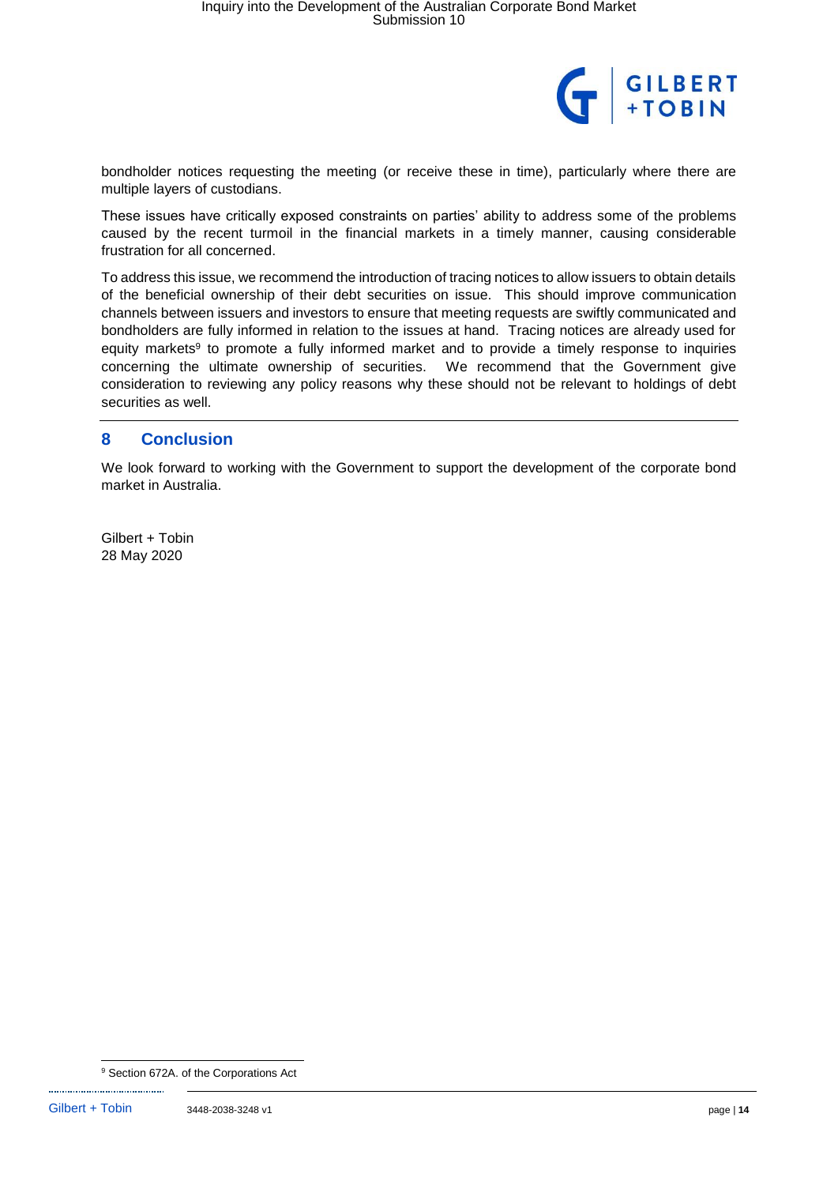bondholder notices requesting the meeting (or receive these in time), particularly where there are multiple layers of custodians.

These issues have critically exposed constraints on parties' ability to address some of the problems caused by the recent turmoil in the financial markets in a timely manner, causing considerable frustration for all concerned.

To address this issue, we recommend the introduction of tracing notices to allow issuers to obtain details of the beneficial ownership of their debt securities on issue. This should improve communication channels between issuers and investors to ensure that meeting requests are swiftly communicated and bondholders are fully informed in relation to the issues at hand. Tracing notices are already used for equity markets[9] to promote a fully informed market and to provide a timely response to inquiries concerning the ultimate ownership of securities. We recommend that the Government give consideration to reviewing any policy reasons why these should not be relevant to holdings of debt securities as well.

## 8 Conclusion

We look forward to working with the Government to support the development of the corporate bond market in Australia.

Gilbert + Tobin
28 May 2020

[9] Section 672A. of the Corporations Act